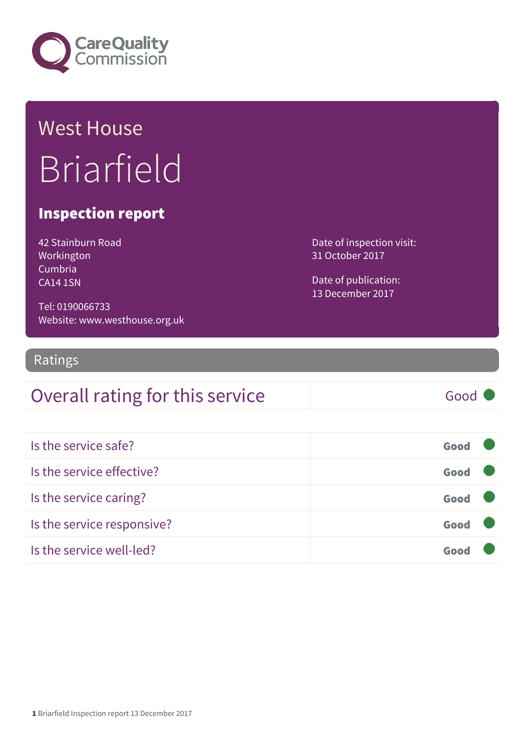Care Quality Commission

# West House

# Briarfield

## Inspection report

42 Stainburn Road
Workington
Cumbria
CA14 1SN

Tel: 0190066733
Website: www.westhouse.org.uk

Date of inspection visit:
31 October 2017

Date of publication:
13 December 2017

## Ratings

| Overall rating for this service | Good |
|---|---|

| | |
|---|---|
| Is the service safe? | Good |
| Is the service effective? | Good |
| Is the service caring? | Good |
| Is the service responsive? | Good |
| Is the service well-led? | Good |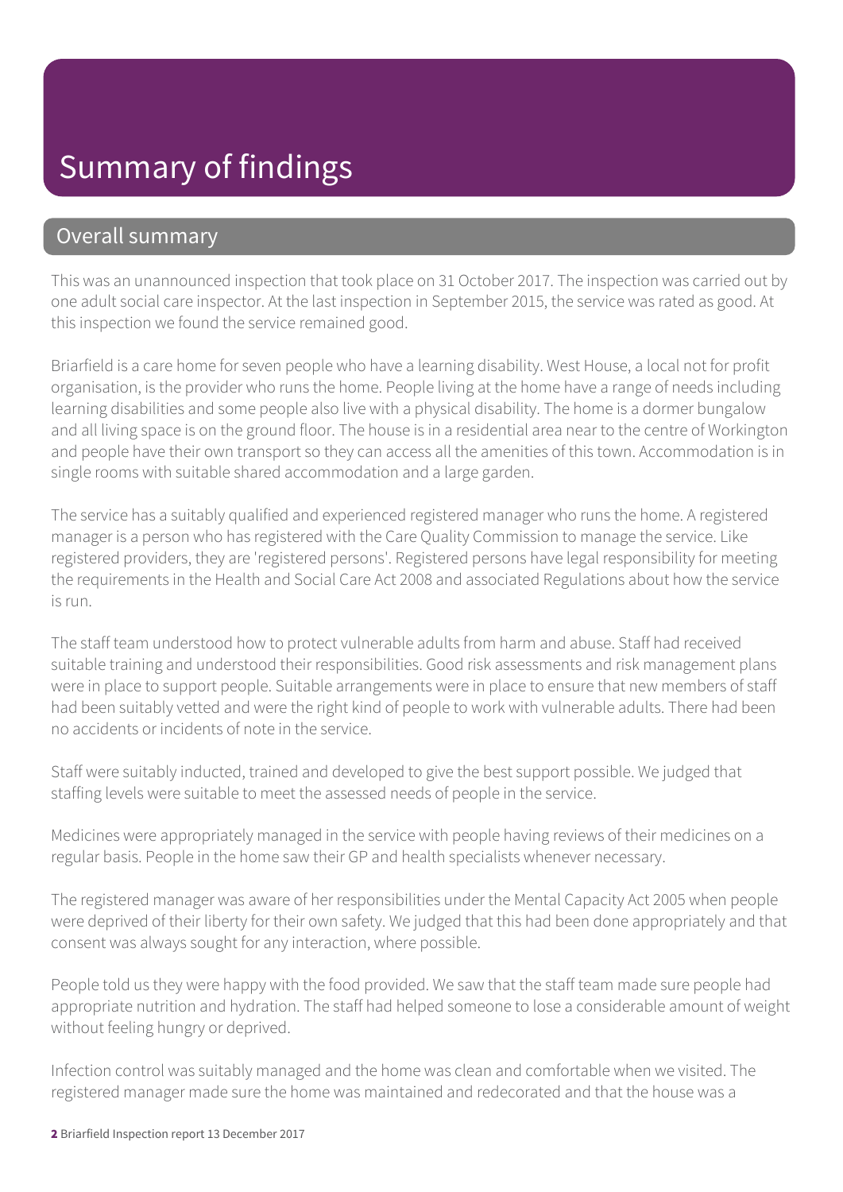# Summary of findings

## Overall summary

This was an unannounced inspection that took place on 31 October 2017. The inspection was carried out by one adult social care inspector. At the last inspection in September 2015, the service was rated as good. At this inspection we found the service remained good.

Briarfield is a care home for seven people who have a learning disability. West House, a local not for profit organisation, is the provider who runs the home. People living at the home have a range of needs including learning disabilities and some people also live with a physical disability. The home is a dormer bungalow and all living space is on the ground floor. The house is in a residential area near to the centre of Workington and people have their own transport so they can access all the amenities of this town. Accommodation is in single rooms with suitable shared accommodation and a large garden.

The service has a suitably qualified and experienced registered manager who runs the home. A registered manager is a person who has registered with the Care Quality Commission to manage the service. Like registered providers, they are 'registered persons'. Registered persons have legal responsibility for meeting the requirements in the Health and Social Care Act 2008 and associated Regulations about how the service is run.

The staff team understood how to protect vulnerable adults from harm and abuse. Staff had received suitable training and understood their responsibilities. Good risk assessments and risk management plans were in place to support people. Suitable arrangements were in place to ensure that new members of staff had been suitably vetted and were the right kind of people to work with vulnerable adults. There had been no accidents or incidents of note in the service.

Staff were suitably inducted, trained and developed to give the best support possible. We judged that staffing levels were suitable to meet the assessed needs of people in the service.

Medicines were appropriately managed in the service with people having reviews of their medicines on a regular basis. People in the home saw their GP and health specialists whenever necessary.

The registered manager was aware of her responsibilities under the Mental Capacity Act 2005 when people were deprived of their liberty for their own safety. We judged that this had been done appropriately and that consent was always sought for any interaction, where possible.

People told us they were happy with the food provided. We saw that the staff team made sure people had appropriate nutrition and hydration. The staff had helped someone to lose a considerable amount of weight without feeling hungry or deprived.

Infection control was suitably managed and the home was clean and comfortable when we visited. The registered manager made sure the home was maintained and redecorated and that the house was a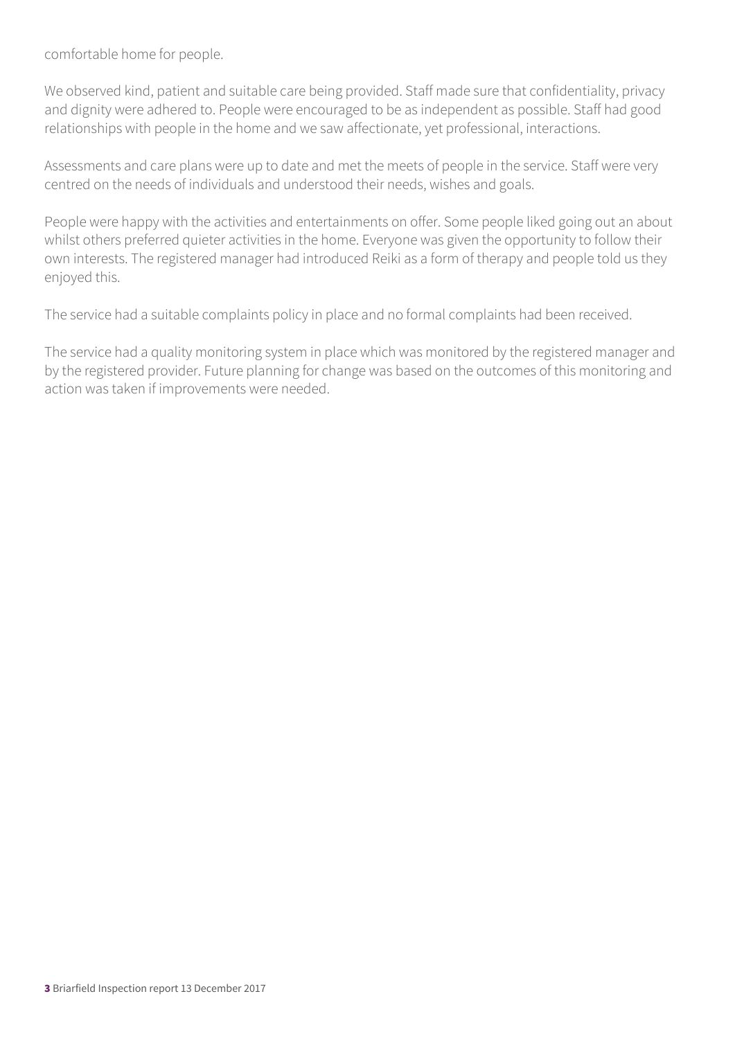comfortable home for people.

We observed kind, patient and suitable care being provided. Staff made sure that confidentiality, privacy and dignity were adhered to. People were encouraged to be as independent as possible. Staff had good relationships with people in the home and we saw affectionate, yet professional, interactions.

Assessments and care plans were up to date and met the meets of people in the service. Staff were very centred on the needs of individuals and understood their needs, wishes and goals.

People were happy with the activities and entertainments on offer. Some people liked going out an about whilst others preferred quieter activities in the home. Everyone was given the opportunity to follow their own interests. The registered manager had introduced Reiki as a form of therapy and people told us they enjoyed this.

The service had a suitable complaints policy in place and no formal complaints had been received.

The service had a quality monitoring system in place which was monitored by the registered manager and by the registered provider. Future planning for change was based on the outcomes of this monitoring and action was taken if improvements were needed.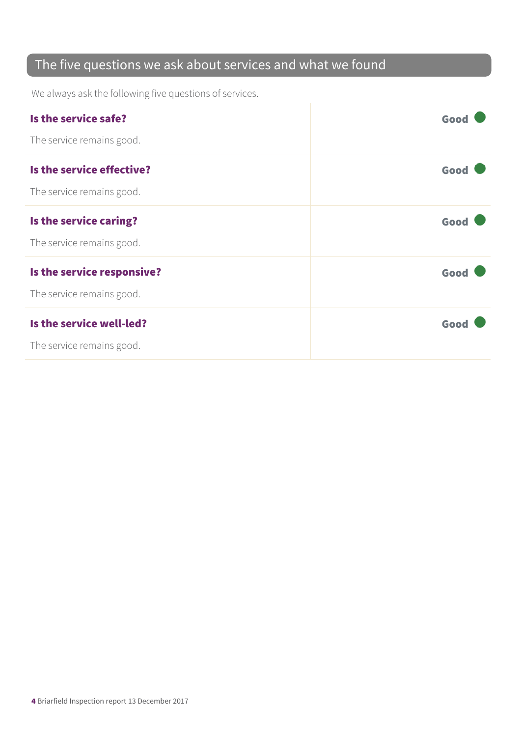## The five questions we ask about services and what we found

We always ask the following five questions of services.

| | |
|---|---|
| **Is the service safe?**<br><br>The service remains good. | **Good** |
| **Is the service effective?**<br><br>The service remains good. | **Good** |
| **Is the service caring?**<br><br>The service remains good. | **Good** |
| **Is the service responsive?**<br><br>The service remains good. | **Good** |
| **Is the service well-led?**<br><br>The service remains good. | **Good** |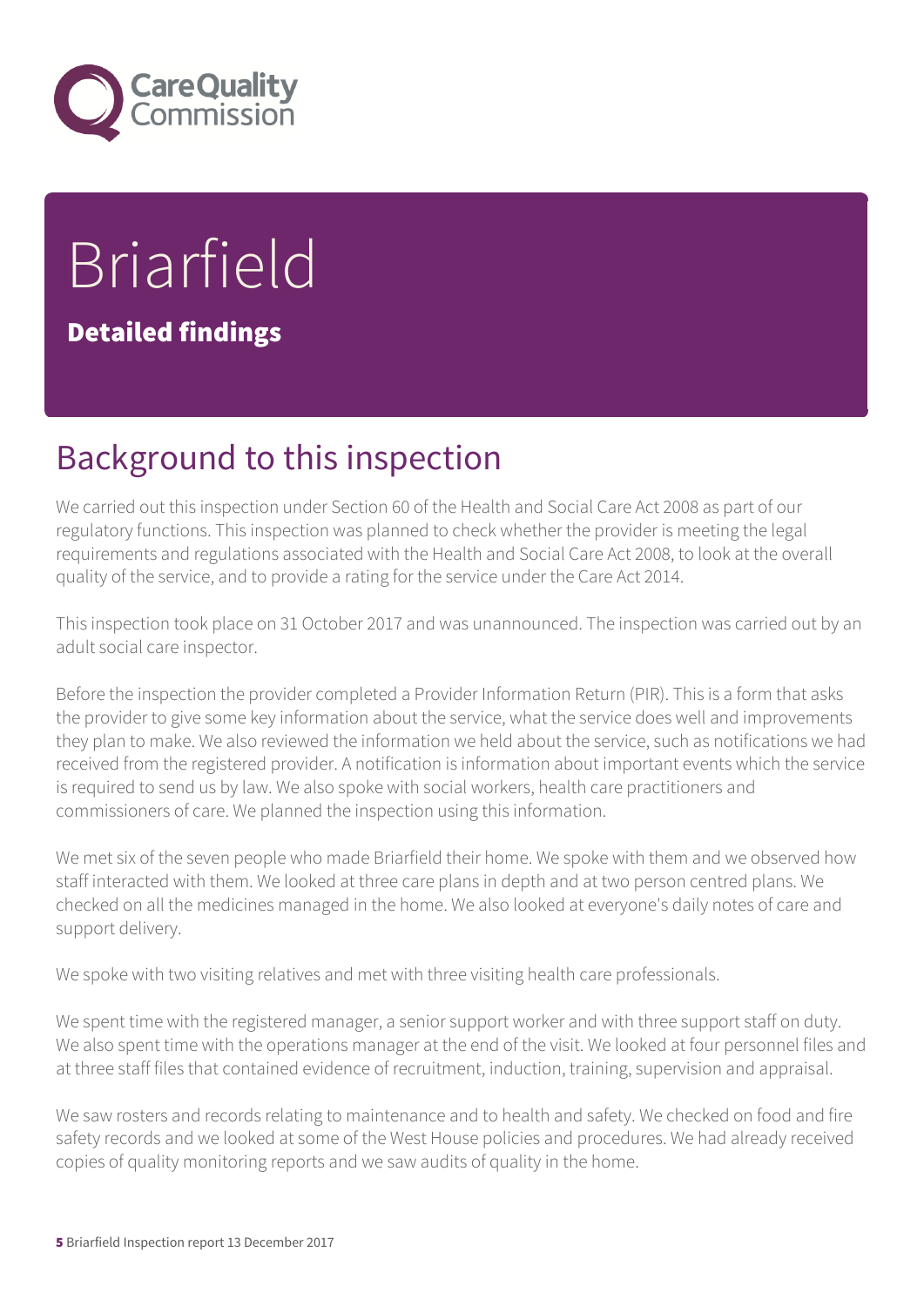# Briarfield

## Detailed findings

## Background to this inspection

We carried out this inspection under Section 60 of the Health and Social Care Act 2008 as part of our regulatory functions. This inspection was planned to check whether the provider is meeting the legal requirements and regulations associated with the Health and Social Care Act 2008, to look at the overall quality of the service, and to provide a rating for the service under the Care Act 2014.

This inspection took place on 31 October 2017 and was unannounced. The inspection was carried out by an adult social care inspector.

Before the inspection the provider completed a Provider Information Return (PIR). This is a form that asks the provider to give some key information about the service, what the service does well and improvements they plan to make. We also reviewed the information we held about the service, such as notifications we had received from the registered provider. A notification is information about important events which the service is required to send us by law. We also spoke with social workers, health care practitioners and commissioners of care. We planned the inspection using this information.

We met six of the seven people who made Briarfield their home. We spoke with them and we observed how staff interacted with them. We looked at three care plans in depth and at two person centred plans. We checked on all the medicines managed in the home. We also looked at everyone's daily notes of care and support delivery.

We spoke with two visiting relatives and met with three visiting health care professionals.

We spent time with the registered manager, a senior support worker and with three support staff on duty. We also spent time with the operations manager at the end of the visit. We looked at four personnel files and at three staff files that contained evidence of recruitment, induction, training, supervision and appraisal.

We saw rosters and records relating to maintenance and to health and safety. We checked on food and fire safety records and we looked at some of the West House policies and procedures. We had already received copies of quality monitoring reports and we saw audits of quality in the home.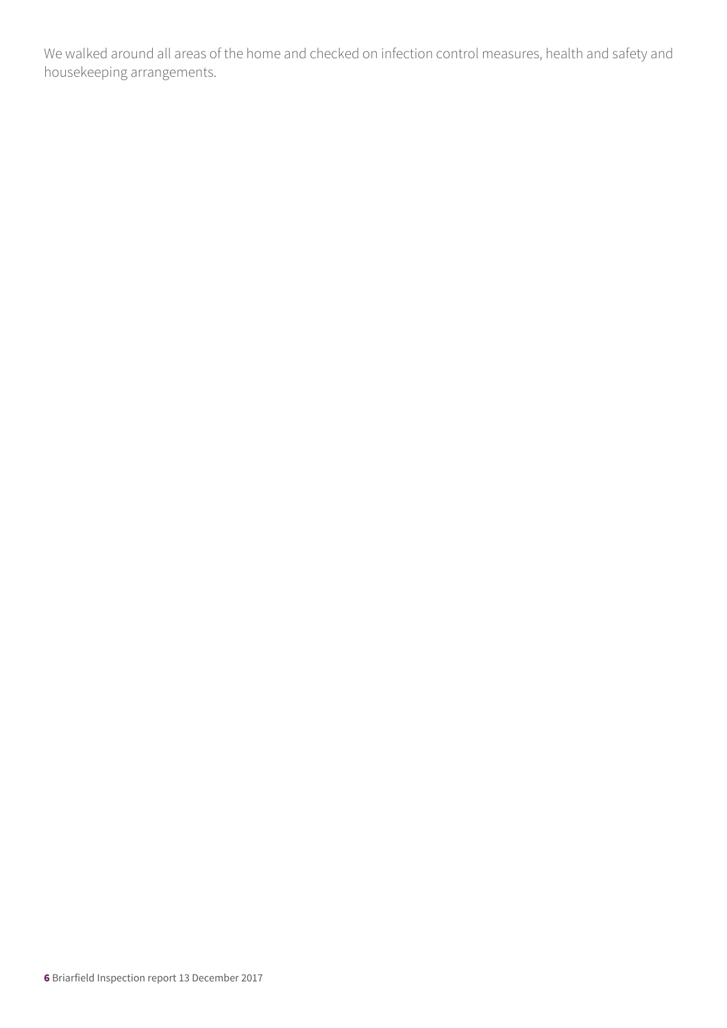We walked around all areas of the home and checked on infection control measures, health and safety and housekeeping arrangements.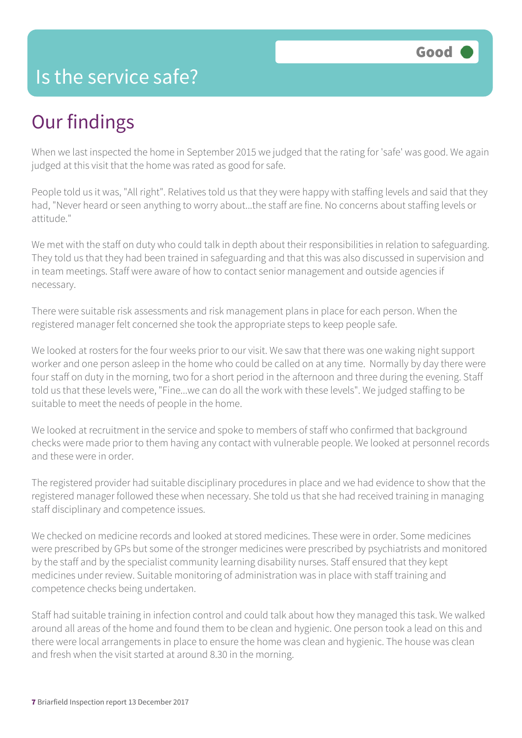# Is the service safe?

**Good**

## Our findings

When we last inspected the home in September 2015 we judged that the rating for 'safe' was good. We again judged at this visit that the home was rated as good for safe.

People told us it was, "All right". Relatives told us that they were happy with staffing levels and said that they had, "Never heard or seen anything to worry about...the staff are fine. No concerns about staffing levels or attitude."

We met with the staff on duty who could talk in depth about their responsibilities in relation to safeguarding. They told us that they had been trained in safeguarding and that this was also discussed in supervision and in team meetings. Staff were aware of how to contact senior management and outside agencies if necessary.

There were suitable risk assessments and risk management plans in place for each person. When the registered manager felt concerned she took the appropriate steps to keep people safe.

We looked at rosters for the four weeks prior to our visit. We saw that there was one waking night support worker and one person asleep in the home who could be called on at any time. Normally by day there were four staff on duty in the morning, two for a short period in the afternoon and three during the evening. Staff told us that these levels were, "Fine...we can do all the work with these levels". We judged staffing to be suitable to meet the needs of people in the home.

We looked at recruitment in the service and spoke to members of staff who confirmed that background checks were made prior to them having any contact with vulnerable people. We looked at personnel records and these were in order.

The registered provider had suitable disciplinary procedures in place and we had evidence to show that the registered manager followed these when necessary. She told us that she had received training in managing staff disciplinary and competence issues.

We checked on medicine records and looked at stored medicines. These were in order. Some medicines were prescribed by GPs but some of the stronger medicines were prescribed by psychiatrists and monitored by the staff and by the specialist community learning disability nurses. Staff ensured that they kept medicines under review. Suitable monitoring of administration was in place with staff training and competence checks being undertaken.

Staff had suitable training in infection control and could talk about how they managed this task. We walked around all areas of the home and found them to be clean and hygienic. One person took a lead on this and there were local arrangements in place to ensure the home was clean and hygienic. The house was clean and fresh when the visit started at around 8.30 in the morning.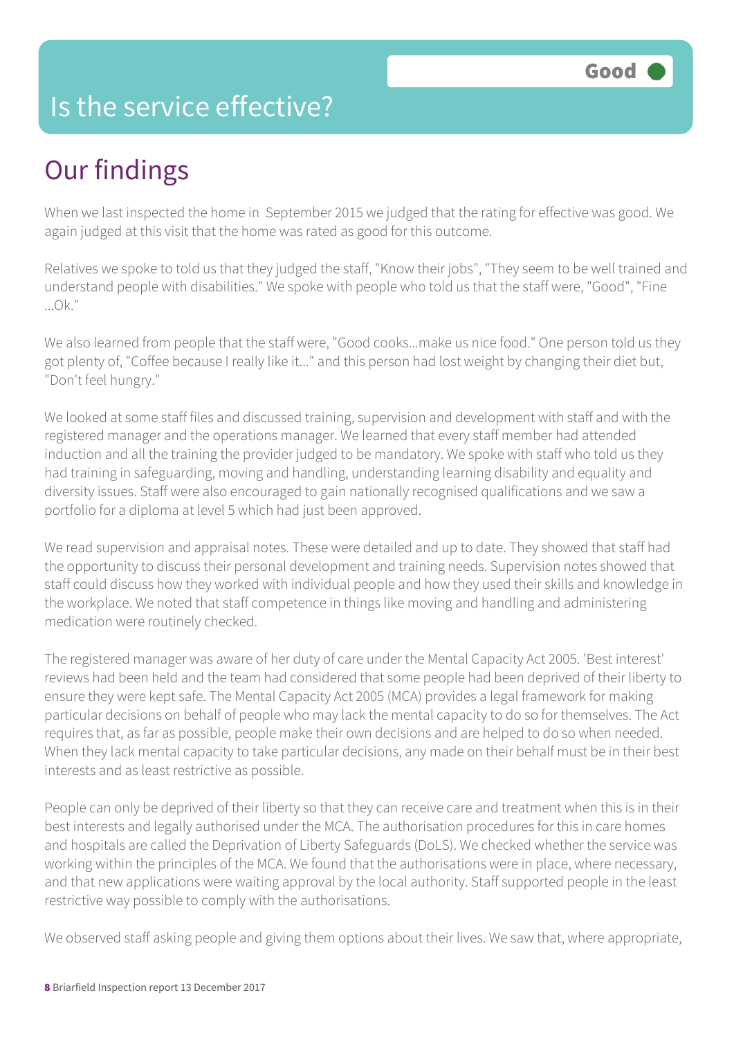# Is the service effective?

Good

## Our findings

When we last inspected the home in September 2015 we judged that the rating for effective was good. We again judged at this visit that the home was rated as good for this outcome.

Relatives we spoke to told us that they judged the staff, "Know their jobs", "They seem to be well trained and understand people with disabilities." We spoke with people who told us that the staff were, "Good", "Fine ...Ok."

We also learned from people that the staff were, "Good cooks...make us nice food." One person told us they got plenty of, "Coffee because I really like it..." and this person had lost weight by changing their diet but, "Don't feel hungry."

We looked at some staff files and discussed training, supervision and development with staff and with the registered manager and the operations manager. We learned that every staff member had attended induction and all the training the provider judged to be mandatory. We spoke with staff who told us they had training in safeguarding, moving and handling, understanding learning disability and equality and diversity issues. Staff were also encouraged to gain nationally recognised qualifications and we saw a portfolio for a diploma at level 5 which had just been approved.

We read supervision and appraisal notes. These were detailed and up to date. They showed that staff had the opportunity to discuss their personal development and training needs. Supervision notes showed that staff could discuss how they worked with individual people and how they used their skills and knowledge in the workplace. We noted that staff competence in things like moving and handling and administering medication were routinely checked.

The registered manager was aware of her duty of care under the Mental Capacity Act 2005. 'Best interest' reviews had been held and the team had considered that some people had been deprived of their liberty to ensure they were kept safe. The Mental Capacity Act 2005 (MCA) provides a legal framework for making particular decisions on behalf of people who may lack the mental capacity to do so for themselves. The Act requires that, as far as possible, people make their own decisions and are helped to do so when needed. When they lack mental capacity to take particular decisions, any made on their behalf must be in their best interests and as least restrictive as possible.

People can only be deprived of their liberty so that they can receive care and treatment when this is in their best interests and legally authorised under the MCA. The authorisation procedures for this in care homes and hospitals are called the Deprivation of Liberty Safeguards (DoLS). We checked whether the service was working within the principles of the MCA. We found that the authorisations were in place, where necessary, and that new applications were waiting approval by the local authority. Staff supported people in the least restrictive way possible to comply with the authorisations.

We observed staff asking people and giving them options about their lives. We saw that, where appropriate,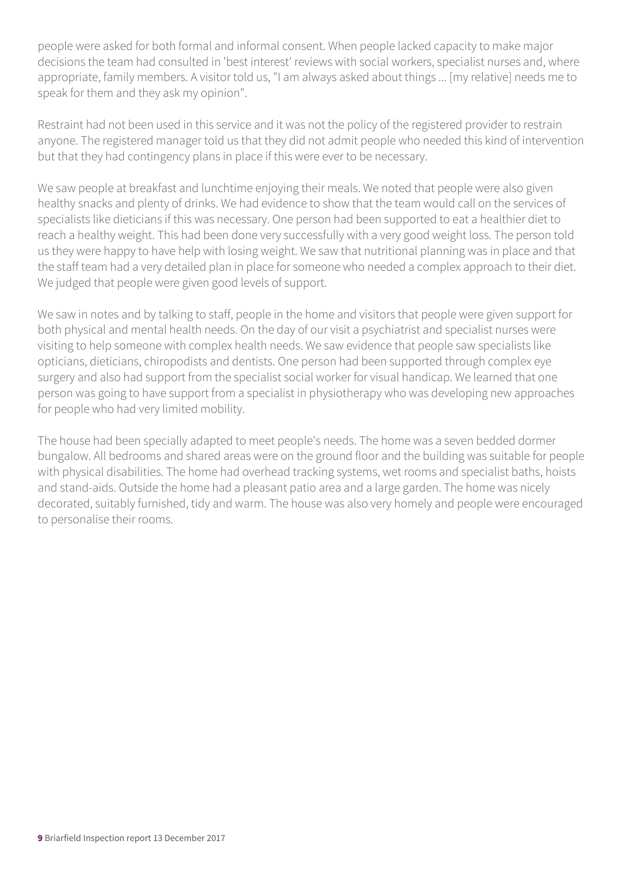people were asked for both formal and informal consent. When people lacked capacity to make major decisions the team had consulted in 'best interest' reviews with social workers, specialist nurses and, where appropriate, family members. A visitor told us, "I am always asked about things ... [my relative] needs me to speak for them and they ask my opinion".

Restraint had not been used in this service and it was not the policy of the registered provider to restrain anyone. The registered manager told us that they did not admit people who needed this kind of intervention but that they had contingency plans in place if this were ever to be necessary.

We saw people at breakfast and lunchtime enjoying their meals. We noted that people were also given healthy snacks and plenty of drinks. We had evidence to show that the team would call on the services of specialists like dieticians if this was necessary. One person had been supported to eat a healthier diet to reach a healthy weight. This had been done very successfully with a very good weight loss. The person told us they were happy to have help with losing weight. We saw that nutritional planning was in place and that the staff team had a very detailed plan in place for someone who needed a complex approach to their diet. We judged that people were given good levels of support.

We saw in notes and by talking to staff, people in the home and visitors that people were given support for both physical and mental health needs. On the day of our visit a psychiatrist and specialist nurses were visiting to help someone with complex health needs. We saw evidence that people saw specialists like opticians, dieticians, chiropodists and dentists. One person had been supported through complex eye surgery and also had support from the specialist social worker for visual handicap. We learned that one person was going to have support from a specialist in physiotherapy who was developing new approaches for people who had very limited mobility.

The house had been specially adapted to meet people's needs. The home was a seven bedded dormer bungalow. All bedrooms and shared areas were on the ground floor and the building was suitable for people with physical disabilities. The home had overhead tracking systems, wet rooms and specialist baths, hoists and stand-aids. Outside the home had a pleasant patio area and a large garden. The home was nicely decorated, suitably furnished, tidy and warm. The house was also very homely and people were encouraged to personalise their rooms.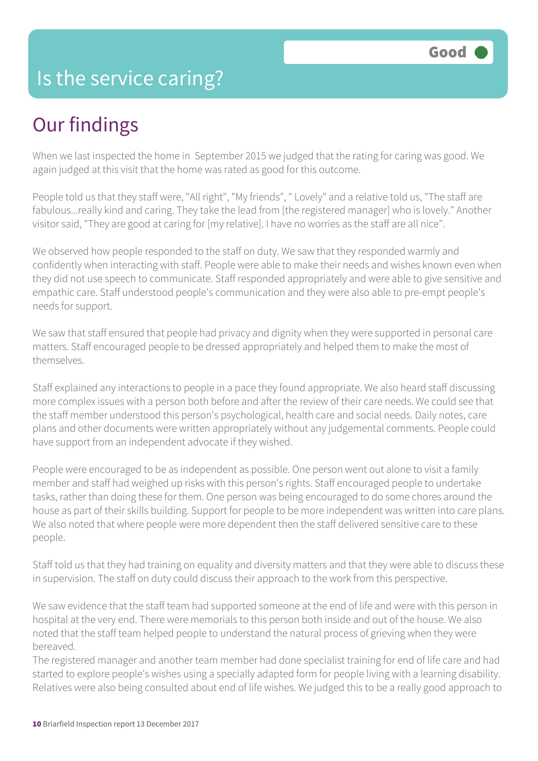# Is the service caring?

Good

## Our findings

When we last inspected the home in September 2015 we judged that the rating for caring was good. We again judged at this visit that the home was rated as good for this outcome.

People told us that they staff were, "All right", "My friends", " Lovely" and a relative told us, "The staff are fabulous...really kind and caring. They take the lead from [the registered manager] who is lovely." Another visitor said, "They are good at caring for [my relative]. I have no worries as the staff are all nice".

We observed how people responded to the staff on duty. We saw that they responded warmly and confidently when interacting with staff. People were able to make their needs and wishes known even when they did not use speech to communicate. Staff responded appropriately and were able to give sensitive and empathic care. Staff understood people's communication and they were also able to pre-empt people's needs for support.

We saw that staff ensured that people had privacy and dignity when they were supported in personal care matters. Staff encouraged people to be dressed appropriately and helped them to make the most of themselves.

Staff explained any interactions to people in a pace they found appropriate. We also heard staff discussing more complex issues with a person both before and after the review of their care needs. We could see that the staff member understood this person's psychological, health care and social needs. Daily notes, care plans and other documents were written appropriately without any judgemental comments. People could have support from an independent advocate if they wished.

People were encouraged to be as independent as possible. One person went out alone to visit a family member and staff had weighed up risks with this person's rights. Staff encouraged people to undertake tasks, rather than doing these for them. One person was being encouraged to do some chores around the house as part of their skills building. Support for people to be more independent was written into care plans. We also noted that where people were more dependent then the staff delivered sensitive care to these people.

Staff told us that they had training on equality and diversity matters and that they were able to discuss these in supervision. The staff on duty could discuss their approach to the work from this perspective.

We saw evidence that the staff team had supported someone at the end of life and were with this person in hospital at the very end. There were memorials to this person both inside and out of the house. We also noted that the staff team helped people to understand the natural process of grieving when they were bereaved.

The registered manager and another team member had done specialist training for end of life care and had started to explore people's wishes using a specially adapted form for people living with a learning disability. Relatives were also being consulted about end of life wishes. We judged this to be a really good approach to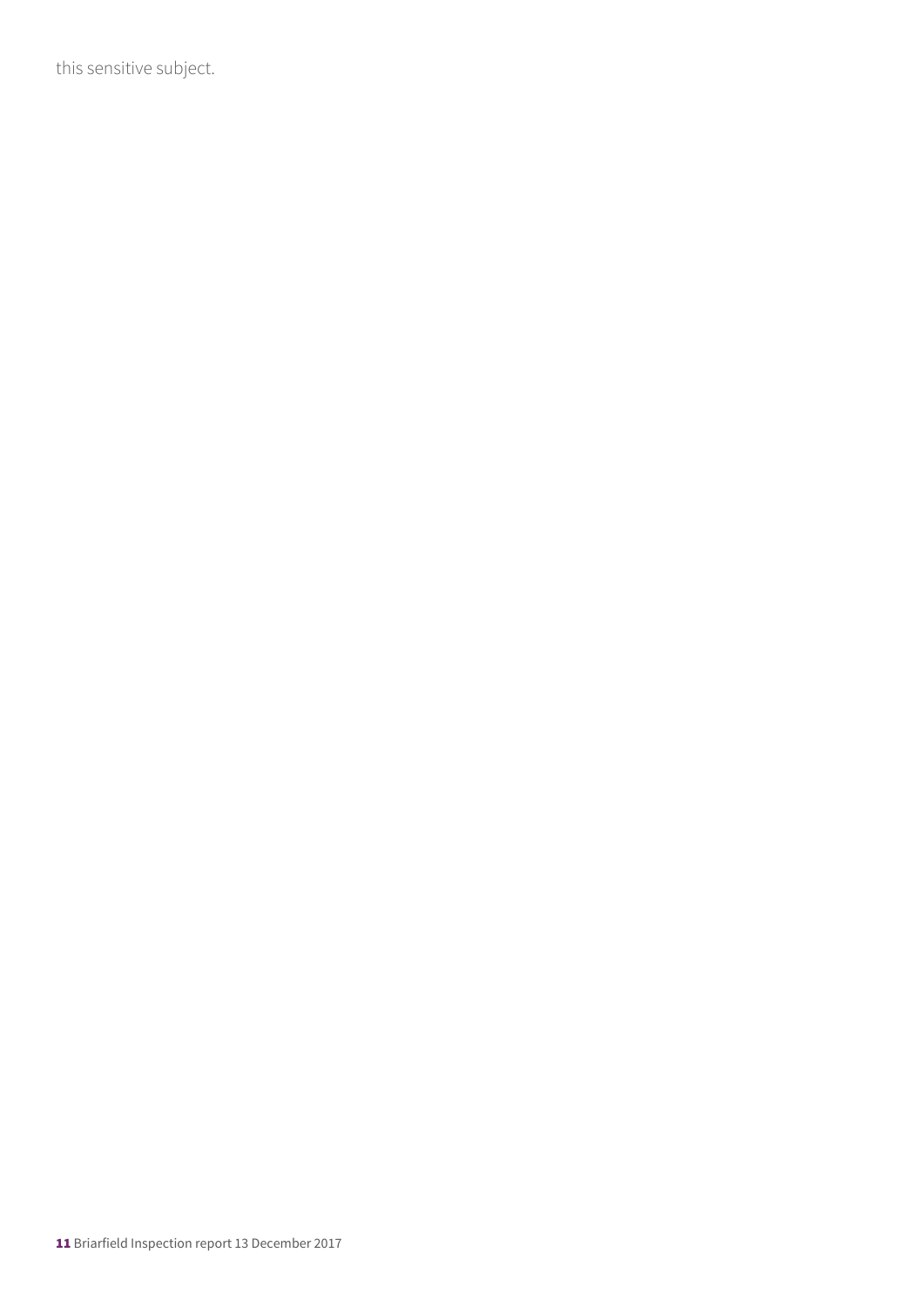this sensitive subject.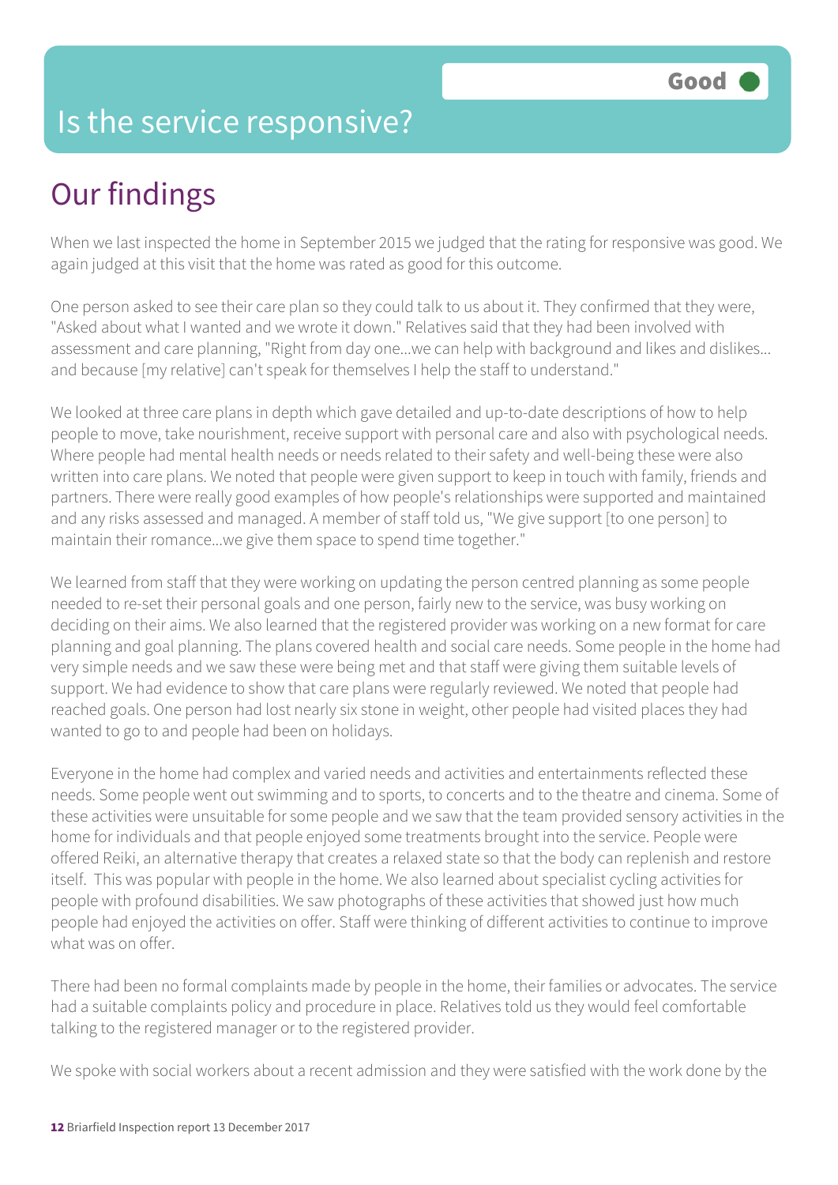Good

# Is the service responsive?

## Our findings

When we last inspected the home in September 2015 we judged that the rating for responsive was good. We again judged at this visit that the home was rated as good for this outcome.

One person asked to see their care plan so they could talk to us about it. They confirmed that they were, "Asked about what I wanted and we wrote it down." Relatives said that they had been involved with assessment and care planning, "Right from day one...we can help with background and likes and dislikes... and because [my relative] can't speak for themselves I help the staff to understand."

We looked at three care plans in depth which gave detailed and up-to-date descriptions of how to help people to move, take nourishment, receive support with personal care and also with psychological needs. Where people had mental health needs or needs related to their safety and well-being these were also written into care plans. We noted that people were given support to keep in touch with family, friends and partners. There were really good examples of how people's relationships were supported and maintained and any risks assessed and managed. A member of staff told us, "We give support [to one person] to maintain their romance...we give them space to spend time together."

We learned from staff that they were working on updating the person centred planning as some people needed to re-set their personal goals and one person, fairly new to the service, was busy working on deciding on their aims. We also learned that the registered provider was working on a new format for care planning and goal planning. The plans covered health and social care needs. Some people in the home had very simple needs and we saw these were being met and that staff were giving them suitable levels of support. We had evidence to show that care plans were regularly reviewed. We noted that people had reached goals. One person had lost nearly six stone in weight, other people had visited places they had wanted to go to and people had been on holidays.

Everyone in the home had complex and varied needs and activities and entertainments reflected these needs. Some people went out swimming and to sports, to concerts and to the theatre and cinema. Some of these activities were unsuitable for some people and we saw that the team provided sensory activities in the home for individuals and that people enjoyed some treatments brought into the service. People were offered Reiki, an alternative therapy that creates a relaxed state so that the body can replenish and restore itself. This was popular with people in the home. We also learned about specialist cycling activities for people with profound disabilities. We saw photographs of these activities that showed just how much people had enjoyed the activities on offer. Staff were thinking of different activities to continue to improve what was on offer.

There had been no formal complaints made by people in the home, their families or advocates. The service had a suitable complaints policy and procedure in place. Relatives told us they would feel comfortable talking to the registered manager or to the registered provider.

We spoke with social workers about a recent admission and they were satisfied with the work done by the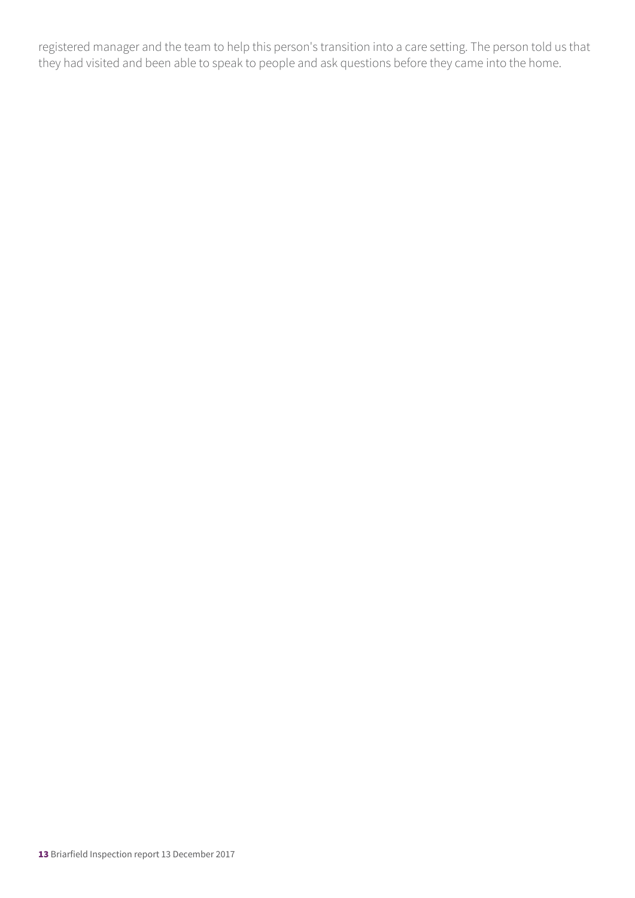registered manager and the team to help this person's transition into a care setting. The person told us that they had visited and been able to speak to people and ask questions before they came into the home.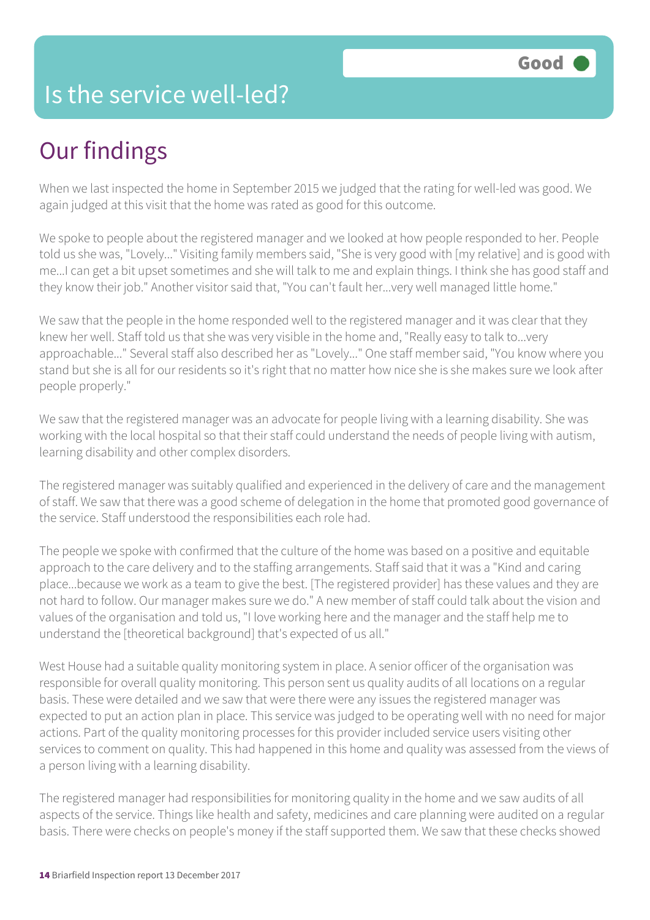# Is the service well-led?

**Good**

## Our findings

When we last inspected the home in September 2015 we judged that the rating for well-led was good. We again judged at this visit that the home was rated as good for this outcome.

We spoke to people about the registered manager and we looked at how people responded to her. People told us she was, "Lovely..." Visiting family members said, "She is very good with [my relative] and is good with me...I can get a bit upset sometimes and she will talk to me and explain things. I think she has good staff and they know their job." Another visitor said that, "You can't fault her...very well managed little home."

We saw that the people in the home responded well to the registered manager and it was clear that they knew her well. Staff told us that she was very visible in the home and, "Really easy to talk to...very approachable..." Several staff also described her as "Lovely..." One staff member said, "You know where you stand but she is all for our residents so it's right that no matter how nice she is she makes sure we look after people properly."

We saw that the registered manager was an advocate for people living with a learning disability. She was working with the local hospital so that their staff could understand the needs of people living with autism, learning disability and other complex disorders.

The registered manager was suitably qualified and experienced in the delivery of care and the management of staff. We saw that there was a good scheme of delegation in the home that promoted good governance of the service. Staff understood the responsibilities each role had.

The people we spoke with confirmed that the culture of the home was based on a positive and equitable approach to the care delivery and to the staffing arrangements. Staff said that it was a "Kind and caring place...because we work as a team to give the best. [The registered provider] has these values and they are not hard to follow. Our manager makes sure we do." A new member of staff could talk about the vision and values of the organisation and told us, "I love working here and the manager and the staff help me to understand the [theoretical background] that's expected of us all."

West House had a suitable quality monitoring system in place. A senior officer of the organisation was responsible for overall quality monitoring. This person sent us quality audits of all locations on a regular basis. These were detailed and we saw that were there were any issues the registered manager was expected to put an action plan in place. This service was judged to be operating well with no need for major actions. Part of the quality monitoring processes for this provider included service users visiting other services to comment on quality. This had happened in this home and quality was assessed from the views of a person living with a learning disability.

The registered manager had responsibilities for monitoring quality in the home and we saw audits of all aspects of the service. Things like health and safety, medicines and care planning were audited on a regular basis. There were checks on people's money if the staff supported them. We saw that these checks showed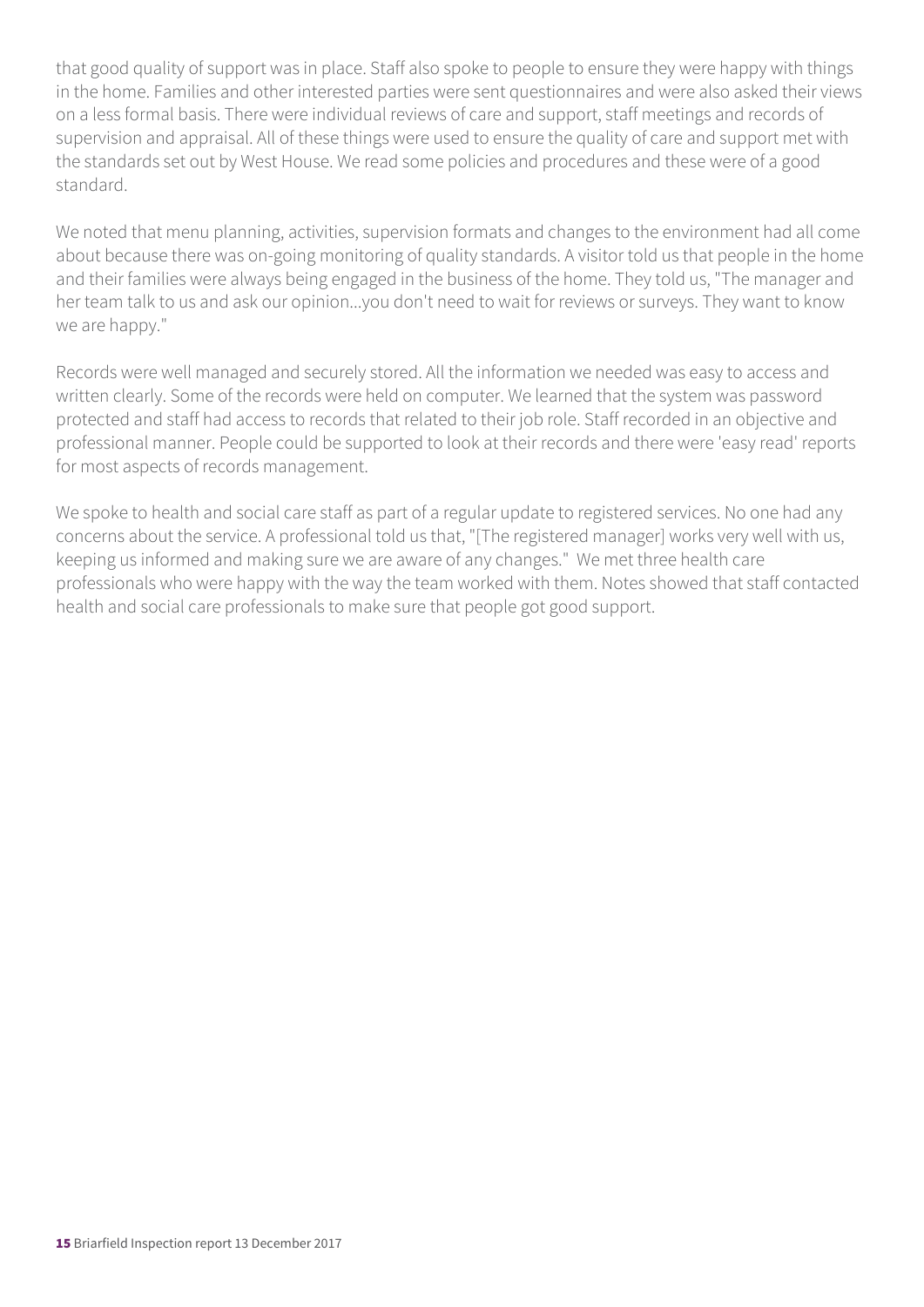that good quality of support was in place. Staff also spoke to people to ensure they were happy with things in the home. Families and other interested parties were sent questionnaires and were also asked their views on a less formal basis. There were individual reviews of care and support, staff meetings and records of supervision and appraisal. All of these things were used to ensure the quality of care and support met with the standards set out by West House. We read some policies and procedures and these were of a good standard.

We noted that menu planning, activities, supervision formats and changes to the environment had all come about because there was on-going monitoring of quality standards. A visitor told us that people in the home and their families were always being engaged in the business of the home. They told us, "The manager and her team talk to us and ask our opinion...you don't need to wait for reviews or surveys. They want to know we are happy."

Records were well managed and securely stored. All the information we needed was easy to access and written clearly. Some of the records were held on computer. We learned that the system was password protected and staff had access to records that related to their job role. Staff recorded in an objective and professional manner. People could be supported to look at their records and there were 'easy read' reports for most aspects of records management.

We spoke to health and social care staff as part of a regular update to registered services. No one had any concerns about the service. A professional told us that, "[The registered manager] works very well with us, keeping us informed and making sure we are aware of any changes." We met three health care professionals who were happy with the way the team worked with them. Notes showed that staff contacted health and social care professionals to make sure that people got good support.